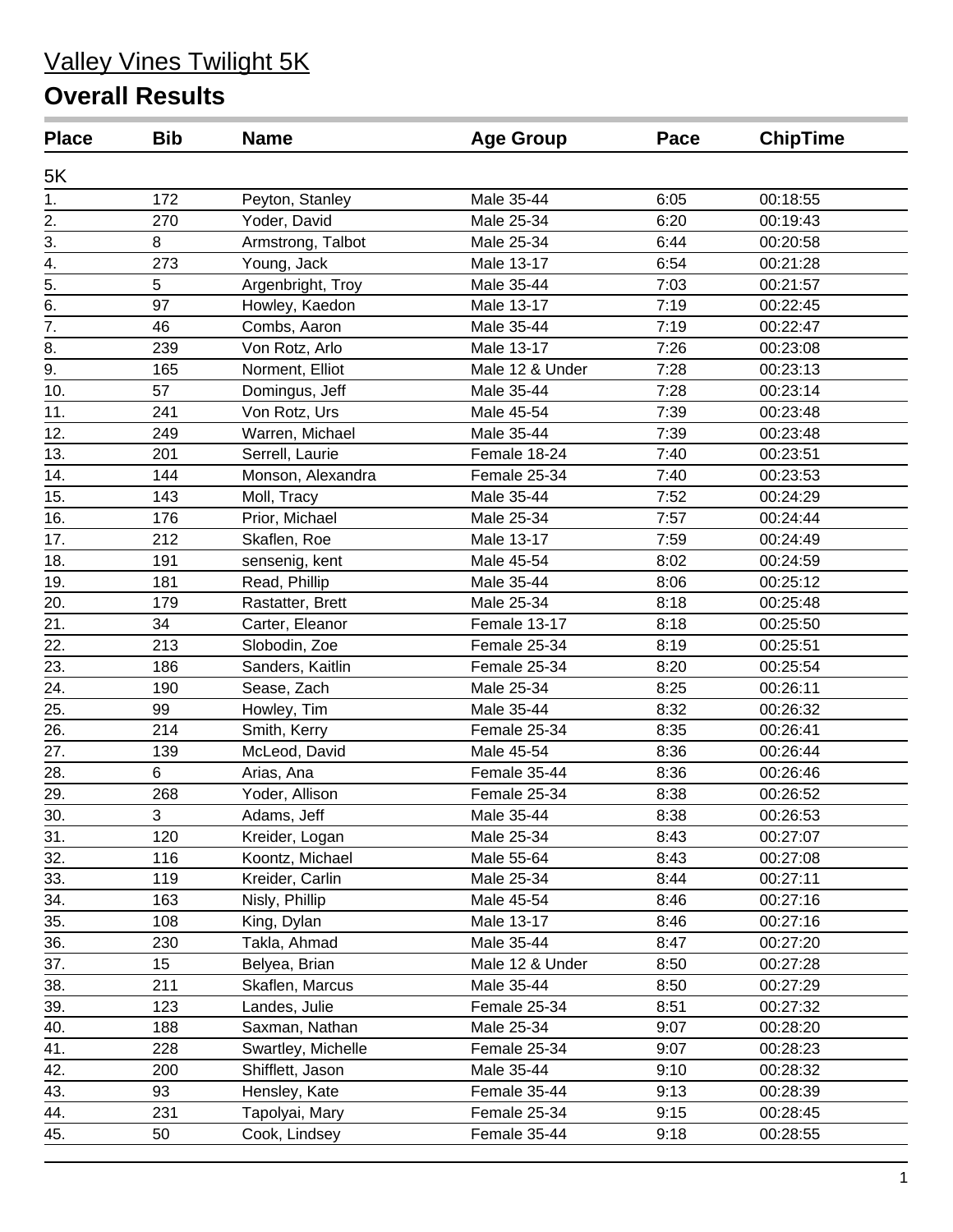# Valley Vines Twilight 5K

## Overall Results

| Place | Bib | Name | Age Group | Pace | ChipTime |
|---|---|---|---|---|---|
| 5K | | | | | |
| 1. | 172 | Peyton, Stanley | Male 35-44 | 6:05 | 00:18:55 |
| 2. | 270 | Yoder, David | Male 25-34 | 6:20 | 00:19:43 |
| 3. | 8 | Armstrong, Talbot | Male 25-34 | 6:44 | 00:20:58 |
| 4. | 273 | Young, Jack | Male 13-17 | 6:54 | 00:21:28 |
| 5. | 5 | Argenbright, Troy | Male 35-44 | 7:03 | 00:21:57 |
| 6. | 97 | Howley, Kaedon | Male 13-17 | 7:19 | 00:22:45 |
| 7. | 46 | Combs, Aaron | Male 35-44 | 7:19 | 00:22:47 |
| 8. | 239 | Von Rotz, Arlo | Male 13-17 | 7:26 | 00:23:08 |
| 9. | 165 | Norment, Elliot | Male 12 & Under | 7:28 | 00:23:13 |
| 10. | 57 | Domingus, Jeff | Male 35-44 | 7:28 | 00:23:14 |
| 11. | 241 | Von Rotz, Urs | Male 45-54 | 7:39 | 00:23:48 |
| 12. | 249 | Warren, Michael | Male 35-44 | 7:39 | 00:23:48 |
| 13. | 201 | Serrell, Laurie | Female 18-24 | 7:40 | 00:23:51 |
| 14. | 144 | Monson, Alexandra | Female 25-34 | 7:40 | 00:23:53 |
| 15. | 143 | Moll, Tracy | Male 35-44 | 7:52 | 00:24:29 |
| 16. | 176 | Prior, Michael | Male 25-34 | 7:57 | 00:24:44 |
| 17. | 212 | Skaflen, Roe | Male 13-17 | 7:59 | 00:24:49 |
| 18. | 191 | sensenig, kent | Male 45-54 | 8:02 | 00:24:59 |
| 19. | 181 | Read, Phillip | Male 35-44 | 8:06 | 00:25:12 |
| 20. | 179 | Rastatter, Brett | Male 25-34 | 8:18 | 00:25:48 |
| 21. | 34 | Carter, Eleanor | Female 13-17 | 8:18 | 00:25:50 |
| 22. | 213 | Slobodin, Zoe | Female 25-34 | 8:19 | 00:25:51 |
| 23. | 186 | Sanders, Kaitlin | Female 25-34 | 8:20 | 00:25:54 |
| 24. | 190 | Sease, Zach | Male 25-34 | 8:25 | 00:26:11 |
| 25. | 99 | Howley, Tim | Male 35-44 | 8:32 | 00:26:32 |
| 26. | 214 | Smith, Kerry | Female 25-34 | 8:35 | 00:26:41 |
| 27. | 139 | McLeod, David | Male 45-54 | 8:36 | 00:26:44 |
| 28. | 6 | Arias, Ana | Female 35-44 | 8:36 | 00:26:46 |
| 29. | 268 | Yoder, Allison | Female 25-34 | 8:38 | 00:26:52 |
| 30. | 3 | Adams, Jeff | Male 35-44 | 8:38 | 00:26:53 |
| 31. | 120 | Kreider, Logan | Male 25-34 | 8:43 | 00:27:07 |
| 32. | 116 | Koontz, Michael | Male 55-64 | 8:43 | 00:27:08 |
| 33. | 119 | Kreider, Carlin | Male 25-34 | 8:44 | 00:27:11 |
| 34. | 163 | Nisly, Phillip | Male 45-54 | 8:46 | 00:27:16 |
| 35. | 108 | King, Dylan | Male 13-17 | 8:46 | 00:27:16 |
| 36. | 230 | Takla, Ahmad | Male 35-44 | 8:47 | 00:27:20 |
| 37. | 15 | Belyea, Brian | Male 12 & Under | 8:50 | 00:27:28 |
| 38. | 211 | Skaflen, Marcus | Male 35-44 | 8:50 | 00:27:29 |
| 39. | 123 | Landes, Julie | Female 25-34 | 8:51 | 00:27:32 |
| 40. | 188 | Saxman, Nathan | Male 25-34 | 9:07 | 00:28:20 |
| 41. | 228 | Swartley, Michelle | Female 25-34 | 9:07 | 00:28:23 |
| 42. | 200 | Shifflett, Jason | Male 35-44 | 9:10 | 00:28:32 |
| 43. | 93 | Hensley, Kate | Female 35-44 | 9:13 | 00:28:39 |
| 44. | 231 | Tapolyai, Mary | Female 25-34 | 9:15 | 00:28:45 |
| 45. | 50 | Cook, Lindsey | Female 35-44 | 9:18 | 00:28:55 |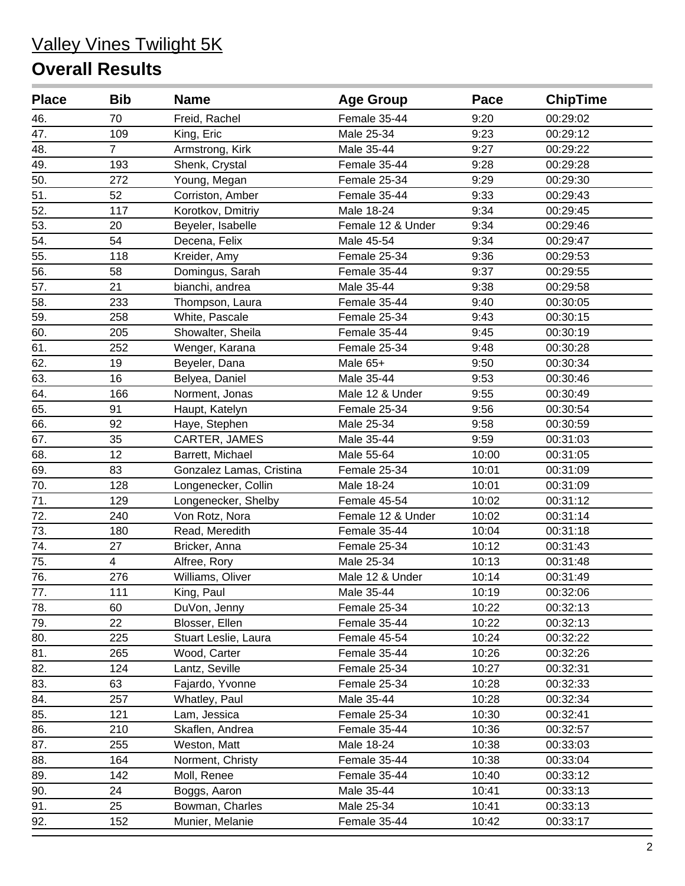# Valley Vines Twilight 5K

## Overall Results

| Place | Bib | Name | Age Group | Pace | ChipTime |
|---|---|---|---|---|---|
| 46. | 70 | Freid, Rachel | Female 35-44 | 9:20 | 00:29:02 |
| 47. | 109 | King, Eric | Male 25-34 | 9:23 | 00:29:12 |
| 48. | 7 | Armstrong, Kirk | Male 35-44 | 9:27 | 00:29:22 |
| 49. | 193 | Shenk, Crystal | Female 35-44 | 9:28 | 00:29:28 |
| 50. | 272 | Young, Megan | Female 25-34 | 9:29 | 00:29:30 |
| 51. | 52 | Corriston, Amber | Female 35-44 | 9:33 | 00:29:43 |
| 52. | 117 | Korotkov, Dmitriy | Male 18-24 | 9:34 | 00:29:45 |
| 53. | 20 | Beyeler, Isabelle | Female 12 & Under | 9:34 | 00:29:46 |
| 54. | 54 | Decena, Felix | Male 45-54 | 9:34 | 00:29:47 |
| 55. | 118 | Kreider, Amy | Female 25-34 | 9:36 | 00:29:53 |
| 56. | 58 | Domingus, Sarah | Female 35-44 | 9:37 | 00:29:55 |
| 57. | 21 | bianchi, andrea | Male 35-44 | 9:38 | 00:29:58 |
| 58. | 233 | Thompson, Laura | Female 35-44 | 9:40 | 00:30:05 |
| 59. | 258 | White, Pascale | Female 25-34 | 9:43 | 00:30:15 |
| 60. | 205 | Showalter, Sheila | Female 35-44 | 9:45 | 00:30:19 |
| 61. | 252 | Wenger, Karana | Female 25-34 | 9:48 | 00:30:28 |
| 62. | 19 | Beyeler, Dana | Male 65+ | 9:50 | 00:30:34 |
| 63. | 16 | Belyea, Daniel | Male 35-44 | 9:53 | 00:30:46 |
| 64. | 166 | Norment, Jonas | Male 12 & Under | 9:55 | 00:30:49 |
| 65. | 91 | Haupt, Katelyn | Female 25-34 | 9:56 | 00:30:54 |
| 66. | 92 | Haye, Stephen | Male 25-34 | 9:58 | 00:30:59 |
| 67. | 35 | CARTER, JAMES | Male 35-44 | 9:59 | 00:31:03 |
| 68. | 12 | Barrett, Michael | Male 55-64 | 10:00 | 00:31:05 |
| 69. | 83 | Gonzalez Lamas, Cristina | Female 25-34 | 10:01 | 00:31:09 |
| 70. | 128 | Longenecker, Collin | Male 18-24 | 10:01 | 00:31:09 |
| 71. | 129 | Longenecker, Shelby | Female 45-54 | 10:02 | 00:31:12 |
| 72. | 240 | Von Rotz, Nora | Female 12 & Under | 10:02 | 00:31:14 |
| 73. | 180 | Read, Meredith | Female 35-44 | 10:04 | 00:31:18 |
| 74. | 27 | Bricker, Anna | Female 25-34 | 10:12 | 00:31:43 |
| 75. | 4 | Alfree, Rory | Male 25-34 | 10:13 | 00:31:48 |
| 76. | 276 | Williams, Oliver | Male 12 & Under | 10:14 | 00:31:49 |
| 77. | 111 | King, Paul | Male 35-44 | 10:19 | 00:32:06 |
| 78. | 60 | DuVon, Jenny | Female 25-34 | 10:22 | 00:32:13 |
| 79. | 22 | Blosser, Ellen | Female 35-44 | 10:22 | 00:32:13 |
| 80. | 225 | Stuart Leslie, Laura | Female 45-54 | 10:24 | 00:32:22 |
| 81. | 265 | Wood, Carter | Female 35-44 | 10:26 | 00:32:26 |
| 82. | 124 | Lantz, Seville | Female 25-34 | 10:27 | 00:32:31 |
| 83. | 63 | Fajardo, Yvonne | Female 25-34 | 10:28 | 00:32:33 |
| 84. | 257 | Whatley, Paul | Male 35-44 | 10:28 | 00:32:34 |
| 85. | 121 | Lam, Jessica | Female 25-34 | 10:30 | 00:32:41 |
| 86. | 210 | Skaflen, Andrea | Female 35-44 | 10:36 | 00:32:57 |
| 87. | 255 | Weston, Matt | Male 18-24 | 10:38 | 00:33:03 |
| 88. | 164 | Norment, Christy | Female 35-44 | 10:38 | 00:33:04 |
| 89. | 142 | Moll, Renee | Female 35-44 | 10:40 | 00:33:12 |
| 90. | 24 | Boggs, Aaron | Male 35-44 | 10:41 | 00:33:13 |
| 91. | 25 | Bowman, Charles | Male 25-34 | 10:41 | 00:33:13 |
| 92. | 152 | Munier, Melanie | Female 35-44 | 10:42 | 00:33:17 |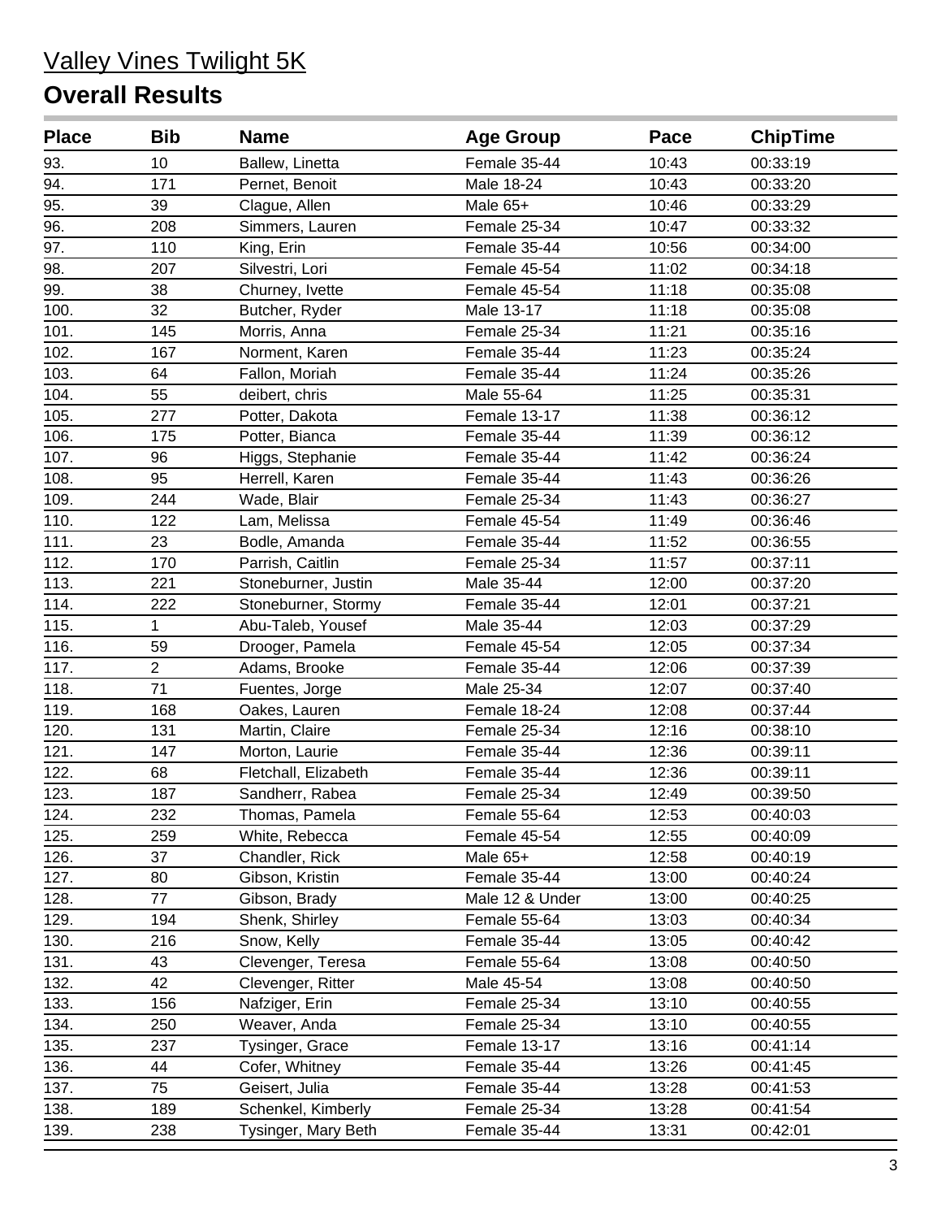# Valley Vines Twilight 5K

## Overall Results

| Place | Bib | Name | Age Group | Pace | ChipTime |
|---|---|---|---|---|---|
| 93. | 10 | Ballew, Linetta | Female 35-44 | 10:43 | 00:33:19 |
| 94. | 171 | Pernet, Benoit | Male 18-24 | 10:43 | 00:33:20 |
| 95. | 39 | Clague, Allen | Male 65+ | 10:46 | 00:33:29 |
| 96. | 208 | Simmers, Lauren | Female 25-34 | 10:47 | 00:33:32 |
| 97. | 110 | King, Erin | Female 35-44 | 10:56 | 00:34:00 |
| 98. | 207 | Silvestri, Lori | Female 45-54 | 11:02 | 00:34:18 |
| 99. | 38 | Churney, Ivette | Female 45-54 | 11:18 | 00:35:08 |
| 100. | 32 | Butcher, Ryder | Male 13-17 | 11:18 | 00:35:08 |
| 101. | 145 | Morris, Anna | Female 25-34 | 11:21 | 00:35:16 |
| 102. | 167 | Norment, Karen | Female 35-44 | 11:23 | 00:35:24 |
| 103. | 64 | Fallon, Moriah | Female 35-44 | 11:24 | 00:35:26 |
| 104. | 55 | deibert, chris | Male 55-64 | 11:25 | 00:35:31 |
| 105. | 277 | Potter, Dakota | Female 13-17 | 11:38 | 00:36:12 |
| 106. | 175 | Potter, Bianca | Female 35-44 | 11:39 | 00:36:12 |
| 107. | 96 | Higgs, Stephanie | Female 35-44 | 11:42 | 00:36:24 |
| 108. | 95 | Herrell, Karen | Female 35-44 | 11:43 | 00:36:26 |
| 109. | 244 | Wade, Blair | Female 25-34 | 11:43 | 00:36:27 |
| 110. | 122 | Lam, Melissa | Female 45-54 | 11:49 | 00:36:46 |
| 111. | 23 | Bodle, Amanda | Female 35-44 | 11:52 | 00:36:55 |
| 112. | 170 | Parrish, Caitlin | Female 25-34 | 11:57 | 00:37:11 |
| 113. | 221 | Stoneburner, Justin | Male 35-44 | 12:00 | 00:37:20 |
| 114. | 222 | Stoneburner, Stormy | Female 35-44 | 12:01 | 00:37:21 |
| 115. | 1 | Abu-Taleb, Yousef | Male 35-44 | 12:03 | 00:37:29 |
| 116. | 59 | Drooger, Pamela | Female 45-54 | 12:05 | 00:37:34 |
| 117. | 2 | Adams, Brooke | Female 35-44 | 12:06 | 00:37:39 |
| 118. | 71 | Fuentes, Jorge | Male 25-34 | 12:07 | 00:37:40 |
| 119. | 168 | Oakes, Lauren | Female 18-24 | 12:08 | 00:37:44 |
| 120. | 131 | Martin, Claire | Female 25-34 | 12:16 | 00:38:10 |
| 121. | 147 | Morton, Laurie | Female 35-44 | 12:36 | 00:39:11 |
| 122. | 68 | Fletchall, Elizabeth | Female 35-44 | 12:36 | 00:39:11 |
| 123. | 187 | Sandherr, Rabea | Female 25-34 | 12:49 | 00:39:50 |
| 124. | 232 | Thomas, Pamela | Female 55-64 | 12:53 | 00:40:03 |
| 125. | 259 | White, Rebecca | Female 45-54 | 12:55 | 00:40:09 |
| 126. | 37 | Chandler, Rick | Male 65+ | 12:58 | 00:40:19 |
| 127. | 80 | Gibson, Kristin | Female 35-44 | 13:00 | 00:40:24 |
| 128. | 77 | Gibson, Brady | Male 12 & Under | 13:00 | 00:40:25 |
| 129. | 194 | Shenk, Shirley | Female 55-64 | 13:03 | 00:40:34 |
| 130. | 216 | Snow, Kelly | Female 35-44 | 13:05 | 00:40:42 |
| 131. | 43 | Clevenger, Teresa | Female 55-64 | 13:08 | 00:40:50 |
| 132. | 42 | Clevenger, Ritter | Male 45-54 | 13:08 | 00:40:50 |
| 133. | 156 | Nafziger, Erin | Female 25-34 | 13:10 | 00:40:55 |
| 134. | 250 | Weaver, Anda | Female 25-34 | 13:10 | 00:40:55 |
| 135. | 237 | Tysinger, Grace | Female 13-17 | 13:16 | 00:41:14 |
| 136. | 44 | Cofer, Whitney | Female 35-44 | 13:26 | 00:41:45 |
| 137. | 75 | Geisert, Julia | Female 35-44 | 13:28 | 00:41:53 |
| 138. | 189 | Schenkel, Kimberly | Female 25-34 | 13:28 | 00:41:54 |
| 139. | 238 | Tysinger, Mary Beth | Female 35-44 | 13:31 | 00:42:01 |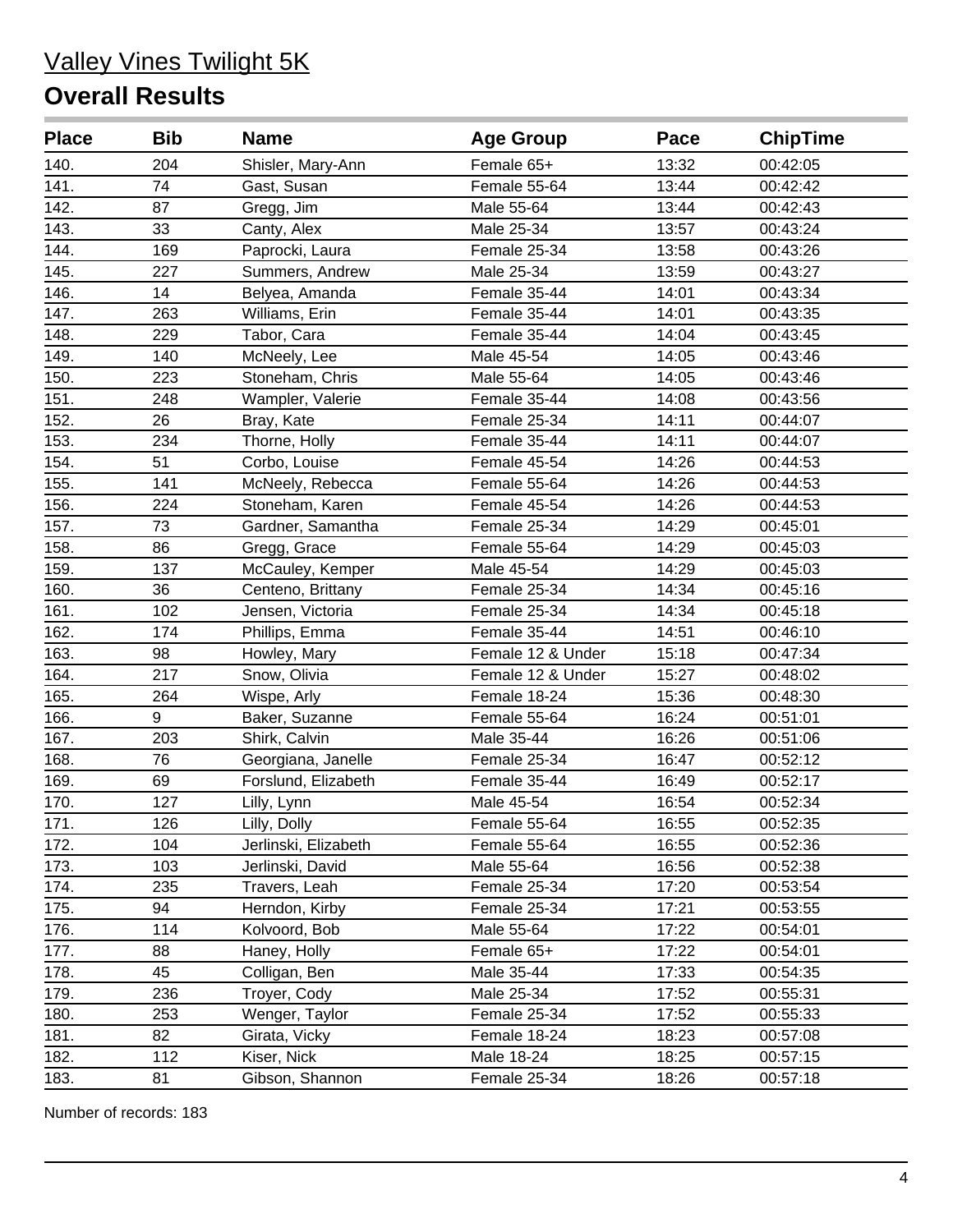# Valley Vines Twilight 5K

## Overall Results

| Place | Bib | Name | Age Group | Pace | ChipTime |
|---|---|---|---|---|---|
| 140. | 204 | Shisler, Mary-Ann | Female 65+ | 13:32 | 00:42:05 |
| 141. | 74 | Gast, Susan | Female 55-64 | 13:44 | 00:42:42 |
| 142. | 87 | Gregg, Jim | Male 55-64 | 13:44 | 00:42:43 |
| 143. | 33 | Canty, Alex | Male 25-34 | 13:57 | 00:43:24 |
| 144. | 169 | Paprocki, Laura | Female 25-34 | 13:58 | 00:43:26 |
| 145. | 227 | Summers, Andrew | Male 25-34 | 13:59 | 00:43:27 |
| 146. | 14 | Belyea, Amanda | Female 35-44 | 14:01 | 00:43:34 |
| 147. | 263 | Williams, Erin | Female 35-44 | 14:01 | 00:43:35 |
| 148. | 229 | Tabor, Cara | Female 35-44 | 14:04 | 00:43:45 |
| 149. | 140 | McNeely, Lee | Male 45-54 | 14:05 | 00:43:46 |
| 150. | 223 | Stoneham, Chris | Male 55-64 | 14:05 | 00:43:46 |
| 151. | 248 | Wampler, Valerie | Female 35-44 | 14:08 | 00:43:56 |
| 152. | 26 | Bray, Kate | Female 25-34 | 14:11 | 00:44:07 |
| 153. | 234 | Thorne, Holly | Female 35-44 | 14:11 | 00:44:07 |
| 154. | 51 | Corbo, Louise | Female 45-54 | 14:26 | 00:44:53 |
| 155. | 141 | McNeely, Rebecca | Female 55-64 | 14:26 | 00:44:53 |
| 156. | 224 | Stoneham, Karen | Female 45-54 | 14:26 | 00:44:53 |
| 157. | 73 | Gardner, Samantha | Female 25-34 | 14:29 | 00:45:01 |
| 158. | 86 | Gregg, Grace | Female 55-64 | 14:29 | 00:45:03 |
| 159. | 137 | McCauley, Kemper | Male 45-54 | 14:29 | 00:45:03 |
| 160. | 36 | Centeno, Brittany | Female 25-34 | 14:34 | 00:45:16 |
| 161. | 102 | Jensen, Victoria | Female 25-34 | 14:34 | 00:45:18 |
| 162. | 174 | Phillips, Emma | Female 35-44 | 14:51 | 00:46:10 |
| 163. | 98 | Howley, Mary | Female 12 & Under | 15:18 | 00:47:34 |
| 164. | 217 | Snow, Olivia | Female 12 & Under | 15:27 | 00:48:02 |
| 165. | 264 | Wispe, Arly | Female 18-24 | 15:36 | 00:48:30 |
| 166. | 9 | Baker, Suzanne | Female 55-64 | 16:24 | 00:51:01 |
| 167. | 203 | Shirk, Calvin | Male 35-44 | 16:26 | 00:51:06 |
| 168. | 76 | Georgiana, Janelle | Female 25-34 | 16:47 | 00:52:12 |
| 169. | 69 | Forslund, Elizabeth | Female 35-44 | 16:49 | 00:52:17 |
| 170. | 127 | Lilly, Lynn | Male 45-54 | 16:54 | 00:52:34 |
| 171. | 126 | Lilly, Dolly | Female 55-64 | 16:55 | 00:52:35 |
| 172. | 104 | Jerlinski, Elizabeth | Female 55-64 | 16:55 | 00:52:36 |
| 173. | 103 | Jerlinski, David | Male 55-64 | 16:56 | 00:52:38 |
| 174. | 235 | Travers, Leah | Female 25-34 | 17:20 | 00:53:54 |
| 175. | 94 | Herndon, Kirby | Female 25-34 | 17:21 | 00:53:55 |
| 176. | 114 | Kolvoord, Bob | Male 55-64 | 17:22 | 00:54:01 |
| 177. | 88 | Haney, Holly | Female 65+ | 17:22 | 00:54:01 |
| 178. | 45 | Colligan, Ben | Male 35-44 | 17:33 | 00:54:35 |
| 179. | 236 | Troyer, Cody | Male 25-34 | 17:52 | 00:55:31 |
| 180. | 253 | Wenger, Taylor | Female 25-34 | 17:52 | 00:55:33 |
| 181. | 82 | Girata, Vicky | Female 18-24 | 18:23 | 00:57:08 |
| 182. | 112 | Kiser, Nick | Male 18-24 | 18:25 | 00:57:15 |
| 183. | 81 | Gibson, Shannon | Female 25-34 | 18:26 | 00:57:18 |

Number of records: 183